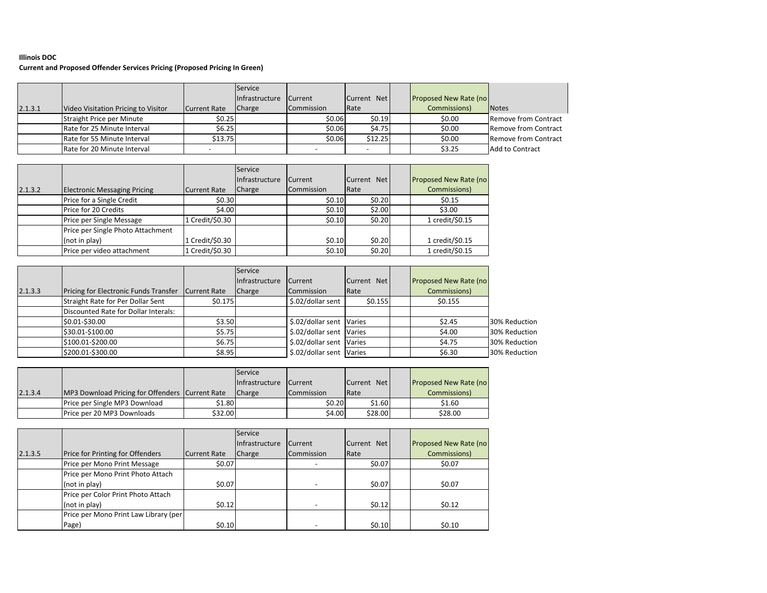**Illinois DOC**

**Current and Proposed Offender Services Pricing (Proposed Pricing In Green)**

| 2.1.3.1 | Video Visitation Pricing to Visitor | Current Rate | Service Infrastructure Charge | Current Commission | Current Net Rate | | Proposed New Rate (no Commissions) | Notes |
|---|---|---|---|---|---|---|---|---|
| | Straight Price per Minute | $0.25 | | $0.06 | $0.19 | | $0.00 | Remove from Contract |
| | Rate for 25 Minute Interval | $6.25 | | $0.06 | $4.75 | | $0.00 | Remove from Contract |
| | Rate for 55 Minute Interval | $13.75 | | $0.06 | $12.25 | | $0.00 | Remove from Contract |
| | Rate for 20 Minute Interval | - | | - | - | | $3.25 | Add to Contract |

| 2.1.3.2 | Electronic Messaging Pricing | Current Rate | Service Infrastructure Charge | Current Commission | Current Net Rate | | Proposed New Rate (no Commissions) |
|---|---|---|---|---|---|---|---|
| | Price for a Single Credit | $0.30 | | $0.10 | $0.20 | | $0.15 |
| | Price for 20 Credits | $4.00 | | $0.10 | $2.00 | | $3.00 |
| | Price per Single Message | 1 Credit/$0.30 | | $0.10 | $0.20 | | 1 credit/$0.15 |
| | Price per Single Photo Attachment (not in play) | 1 Credit/$0.30 | | $0.10 | $0.20 | | 1 credit/$0.15 |
| | Price per video attachment | 1 Credit/$0.30 | | $0.10 | $0.20 | | 1 credit/$0.15 |

| 2.1.3.3 | Pricing for Electronic Funds Transfer | Current Rate | Service Infrastructure Charge | Current Commission | Current Net Rate | | Proposed New Rate (no Commissions) | |
|---|---|---|---|---|---|---|---|---|
| | Straight Rate for Per Dollar Sent | $0.175 | | $.02/dollar sent | $0.155 | | $0.155 | |
| | Discounted Rate for Dollar Interals: | | | | | | | |
| | $0.01-$30.00 | $3.50 | | $.02/dollar sent | Varies | | $2.45 | 30% Reduction |
| | $30.01-$100.00 | $5.75 | | $.02/dollar sent | Varies | | $4.00 | 30% Reduction |
| | $100.01-$200.00 | $6.75 | | $.02/dollar sent | Varies | | $4.75 | 30% Reduction |
| | $200.01-$300.00 | $8.95 | | $.02/dollar sent | Varies | | $6.30 | 30% Reduction |

| 2.1.3.4 | MP3 Download Pricing for Offenders | Current Rate | Service Infrastructure Charge | Current Commission | Current Net Rate | | Proposed New Rate (no Commissions) |
|---|---|---|---|---|---|---|---|
| | Price per Single MP3 Download | $1.80 | | $0.20 | $1.60 | | $1.60 |
| | Price per 20 MP3 Downloads | $32.00 | | $4.00 | $28.00 | | $28.00 |

| 2.1.3.5 | Price for Printing for Offenders | Current Rate | Service Infrastructure Charge | Current Commission | Current Net Rate | | Proposed New Rate (no Commissions) |
|---|---|---|---|---|---|---|---|
| | Price per Mono Print Message | $0.07 | | - | $0.07 | | $0.07 |
| | Price per Mono Print Photo Attach (not in play) | $0.07 | | - | $0.07 | | $0.07 |
| | Price per Color Print Photo Attach (not in play) | $0.12 | | - | $0.12 | | $0.12 |
| | Price per Mono Print Law Library (per Page) | $0.10 | | - | $0.10 | | $0.10 |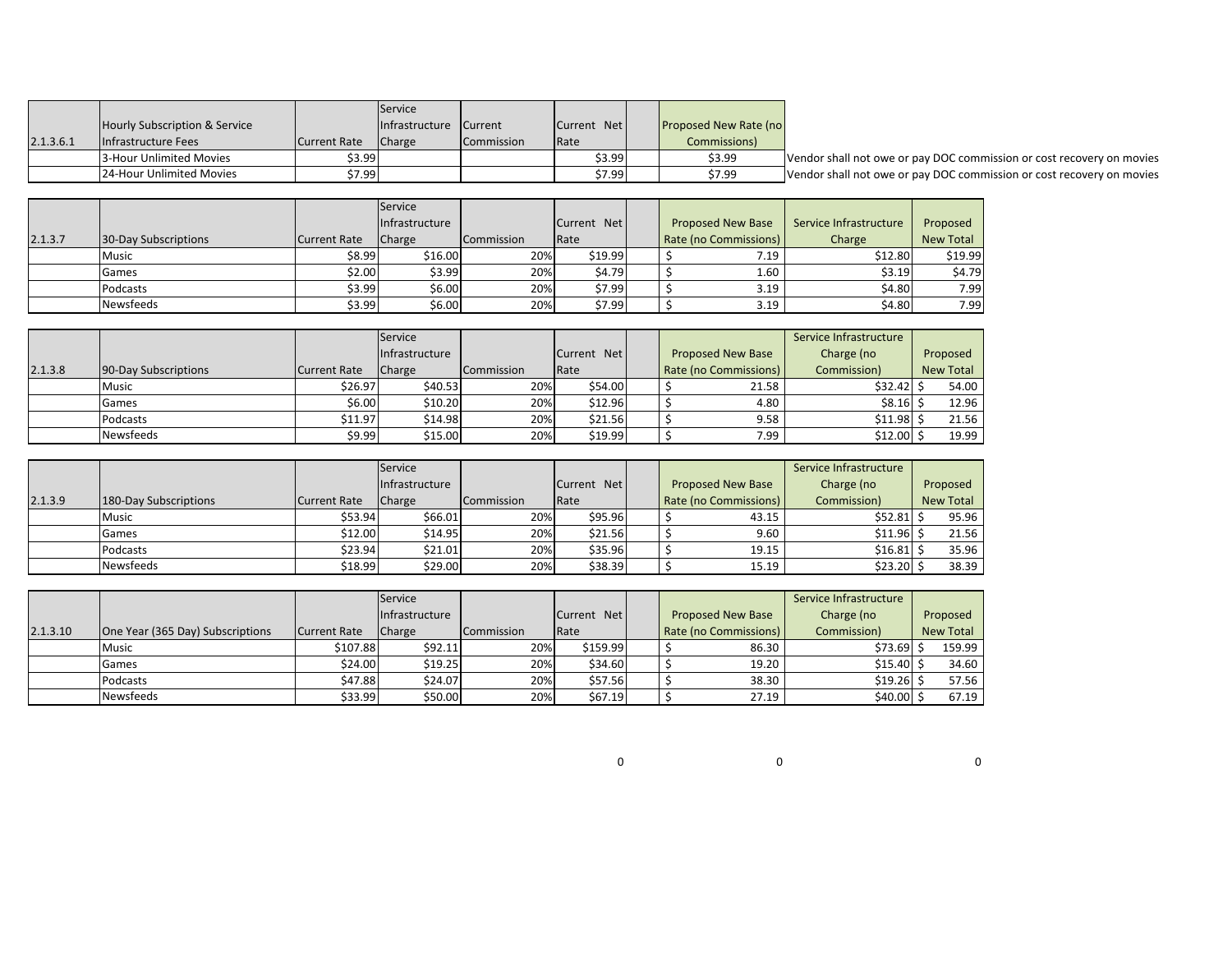| 2.1.3.6.1 | Hourly Subscription & Service Infrastructure Fees | Current Rate | Service Infrastructure Charge | Current Commission | Current Net Rate | | Proposed New Rate (no Commissions) | |
|---|---|---|---|---|---|---|---|---|
| | 3-Hour Unlimited Movies | $3.99 | | | $3.99 | | $3.99 | Vendor shall not owe or pay DOC commission or cost recovery on movies |
| | 24-Hour Unlimited Movies | $7.99 | | | $7.99 | | $7.99 | Vendor shall not owe or pay DOC commission or cost recovery on movies |

| 2.1.3.7 | 30-Day Subscriptions | Current Rate | Service Infrastructure Charge | Commission | Current Net Rate | | Proposed New Base Rate (no Commissions) | Service Infrastructure Charge | Proposed New Total |
|---|---|---|---|---|---|---|---|---|---|
| | Music | $8.99 | $16.00 | 20% | $19.99 | | $ 7.19 | $12.80 | $19.99 |
| | Games | $2.00 | $3.99 | 20% | $4.79 | | $ 1.60 | $3.19 | $4.79 |
| | Podcasts | $3.99 | $6.00 | 20% | $7.99 | | $ 3.19 | $4.80 | 7.99 |
| | Newsfeeds | $3.99 | $6.00 | 20% | $7.99 | | $ 3.19 | $4.80 | 7.99 |

| 2.1.3.8 | 90-Day Subscriptions | Current Rate | Service Infrastructure Charge | Commission | Current Net Rate | | Proposed New Base Rate (no Commissions) | Service Infrastructure Charge (no Commission) | Proposed New Total |
|---|---|---|---|---|---|---|---|---|---|
| | Music | $26.97 | $40.53 | 20% | $54.00 | | $ 21.58 | $32.42 | $ 54.00 |
| | Games | $6.00 | $10.20 | 20% | $12.96 | | $ 4.80 | $8.16 | $ 12.96 |
| | Podcasts | $11.97 | $14.98 | 20% | $21.56 | | $ 9.58 | $11.98 | $ 21.56 |
| | Newsfeeds | $9.99 | $15.00 | 20% | $19.99 | | $ 7.99 | $12.00 | $ 19.99 |

| 2.1.3.9 | 180-Day Subscriptions | Current Rate | Service Infrastructure Charge | Commission | Current Net Rate | | Proposed New Base Rate (no Commissions) | Service Infrastructure Charge (no Commission) | Proposed New Total |
|---|---|---|---|---|---|---|---|---|---|
| | Music | $53.94 | $66.01 | 20% | $95.96 | | $ 43.15 | $52.81 | $ 95.96 |
| | Games | $12.00 | $14.95 | 20% | $21.56 | | $ 9.60 | $11.96 | $ 21.56 |
| | Podcasts | $23.94 | $21.01 | 20% | $35.96 | | $ 19.15 | $16.81 | $ 35.96 |
| | Newsfeeds | $18.99 | $29.00 | 20% | $38.39 | | $ 15.19 | $23.20 | $ 38.39 |

| 2.1.3.10 | One Year (365 Day) Subscriptions | Current Rate | Service Infrastructure Charge | Commission | Current Net Rate | | Proposed New Base Rate (no Commissions) | Service Infrastructure Charge (no Commission) | Proposed New Total |
|---|---|---|---|---|---|---|---|---|---|
| | Music | $107.88 | $92.11 | 20% | $159.99 | | $ 86.30 | $73.69 | $ 159.99 |
| | Games | $24.00 | $19.25 | 20% | $34.60 | | $ 19.20 | $15.40 | $ 34.60 |
| | Podcasts | $47.88 | $24.07 | 20% | $57.56 | | $ 38.30 | $19.26 | $ 57.56 |
| | Newsfeeds | $33.99 | $50.00 | 20% | $67.19 | | $ 27.19 | $40.00 | $ 67.19 |

0 0 0